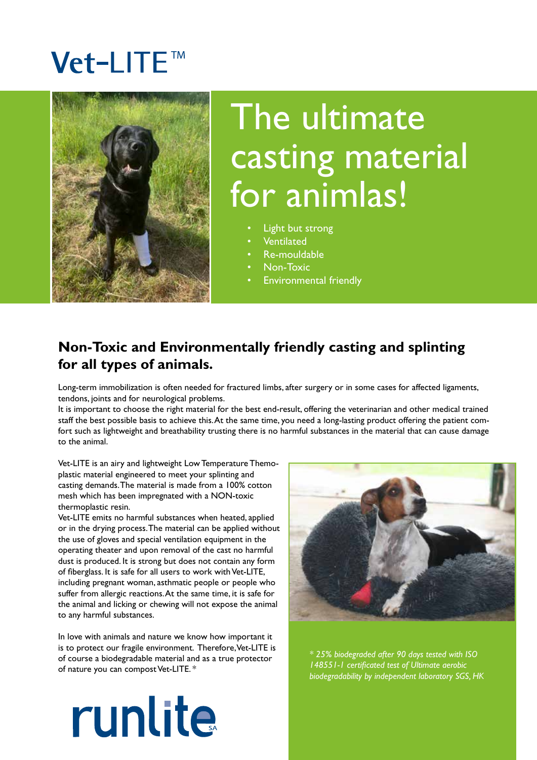# Vet-LITE™

# The ultimate casting material for animlas!

- Light but strong
- Ventilated
- Re-mouldable
- Non-Toxic
- Environmental friendly

## Non-Toxic and Environmentally friendly casting and splinting for all types of animals.

Long-term immobilization is often needed for fractured limbs, after surgery or in some cases for affected ligaments, tendons, joints and for neurological problems.
It is important to choose the right material for the best end-result, offering the veterinarian and other medical trained staff the best possible basis to achieve this. At the same time, you need a long-lasting product offering the patient comfort such as lightweight and breathability trusting there is no harmful substances in the material that can cause damage to the animal.

Vet-LITE is an airy and lightweight Low Temperature Themoplastic material engineered to meet your splinting and casting demands. The material is made from a 100% cotton mesh which has been impregnated with a NON-toxic thermoplastic resin.
Vet-LITE emits no harmful substances when heated, applied or in the drying process. The material can be applied without the use of gloves and special ventilation equipment in the operating theater and upon removal of the cast no harmful dust is produced. It is strong but does not contain any form of fiberglass. It is safe for all users to work with Vet-LITE, including pregnant woman, asthmatic people or people who suffer from allergic reactions. At the same time, it is safe for the animal and licking or chewing will not expose the animal to any harmful substances.

In love with animals and nature we know how important it is to protect our fragile environment. Therefore, Vet-LITE is of course a biodegradable material and as a true protector of nature you can compost Vet-LITE. *

*\* 25% biodegraded after 90 days tested with ISO 148551-1 certificated test of Ultimate aerobic biodegradability by independent laboratory SGS, HK*

runlite SA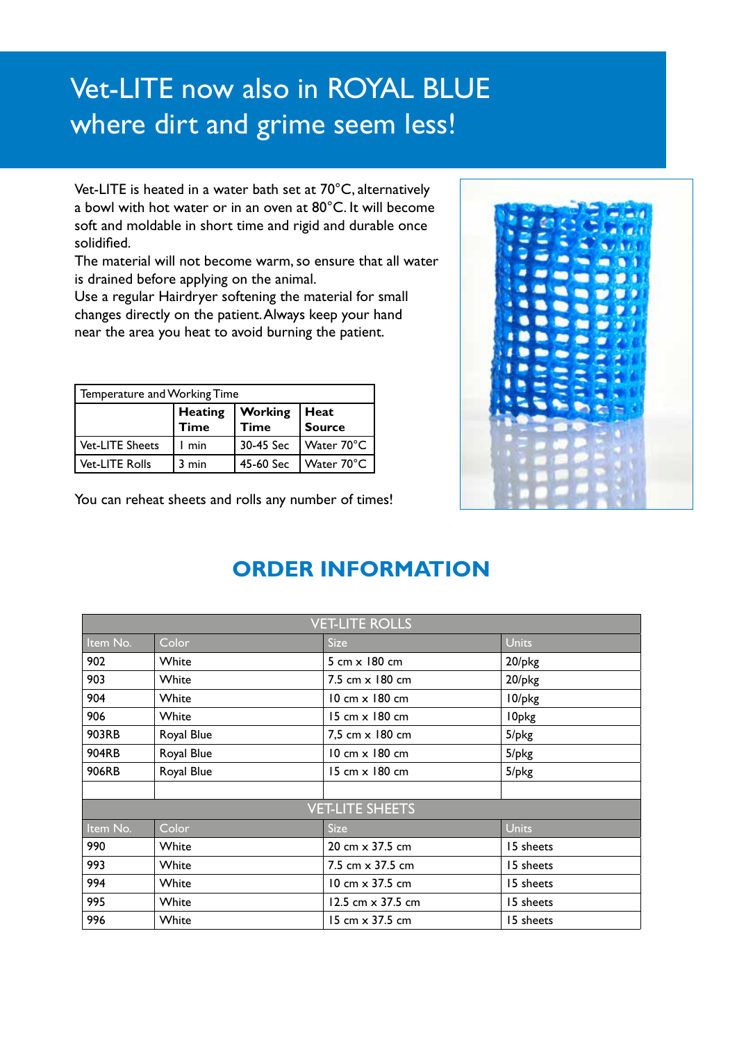# Vet-LITE now also in ROYAL BLUE where dirt and grime seem less!

Vet-LITE is heated in a water bath set at 70°C, alternatively a bowl with hot water or in an oven at 80°C. It will become soft and moldable in short time and rigid and durable once solidified.

The material will not become warm, so ensure that all water is drained before applying on the animal.

Use a regular Hairdryer softening the material for small changes directly on the patient. Always keep your hand near the area you heat to avoid burning the patient.

| Temperature and Working Time | | | |
|---|---|---|---|
| | **Heating Time** | **Working Time** | **Heat Source** |
| Vet-LITE Sheets | 1 min | 30-45 Sec | Water 70°C |
| Vet-LITE Rolls | 3 min | 45-60 Sec | Water 70°C |

You can reheat sheets and rolls any number of times!

## ORDER INFORMATION

| VET-LITE ROLLS | | | |
|---|---|---|---|
| Item No. | Color | Size | Units |
| 902 | White | 5 cm x 180 cm | 20/pkg |
| 903 | White | 7.5 cm x 180 cm | 20/pkg |
| 904 | White | 10 cm x 180 cm | 10/pkg |
| 906 | White | 15 cm x 180 cm | 10pkg |
| 903RB | Royal Blue | 7,5 cm x 180 cm | 5/pkg |
| 904RB | Royal Blue | 10 cm x 180 cm | 5/pkg |
| 906RB | Royal Blue | 15 cm x 180 cm | 5/pkg |
| | | | |
| **VET-LITE SHEETS** | | | |
| Item No. | Color | Size | Units |
| 990 | White | 20 cm x 37.5 cm | 15 sheets |
| 993 | White | 7.5 cm x 37.5 cm | 15 sheets |
| 994 | White | 10 cm x 37.5 cm | 15 sheets |
| 995 | White | 12.5 cm x 37.5 cm | 15 sheets |
| 996 | White | 15 cm x 37.5 cm | 15 sheets |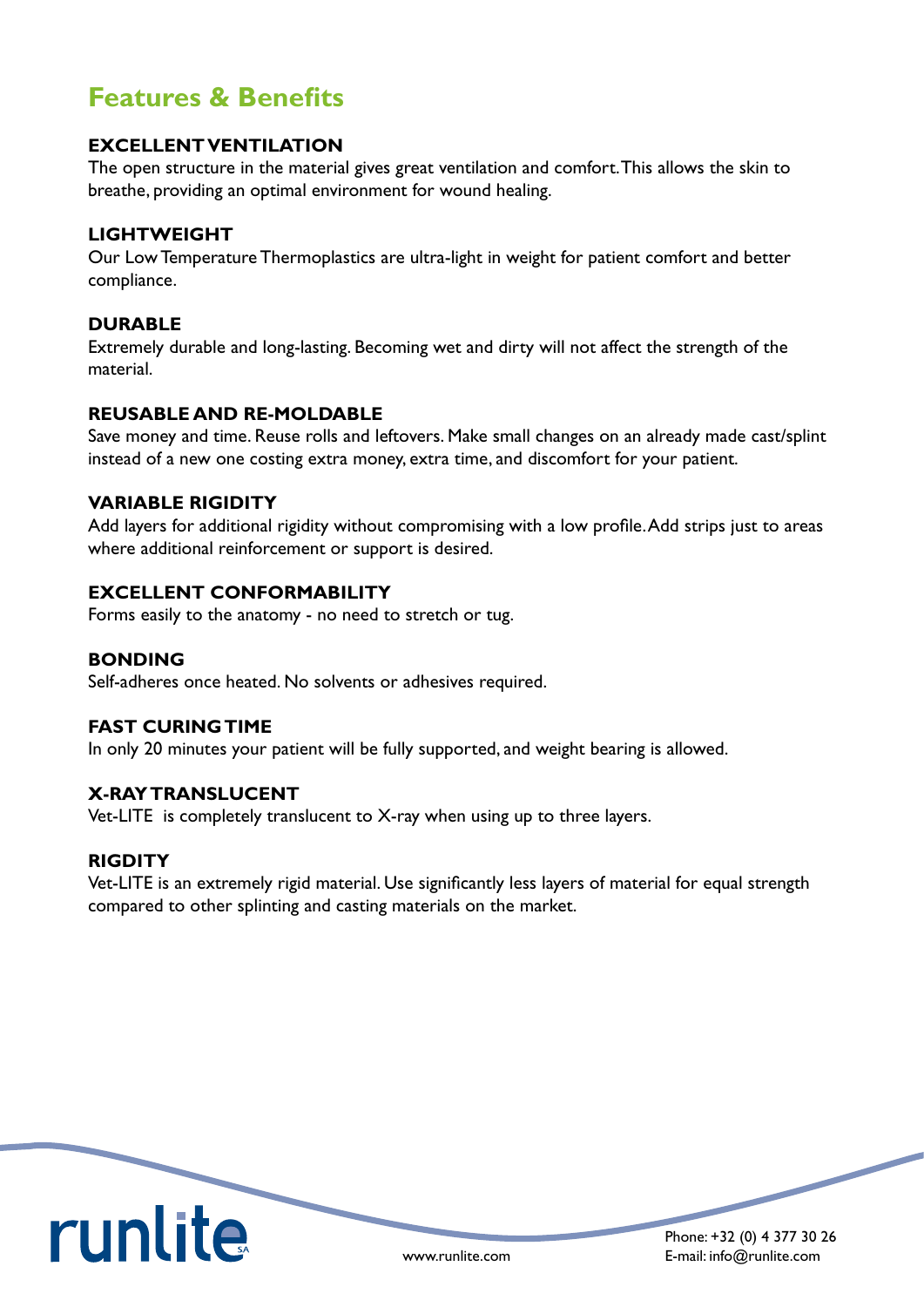## Features & Benefits

**EXCELLENT VENTILATION**
The open structure in the material gives great ventilation and comfort. This allows the skin to breathe, providing an optimal environment for wound healing.

**LIGHTWEIGHT**
Our Low Temperature Thermoplastics are ultra-light in weight for patient comfort and better compliance.

**DURABLE**
Extremely durable and long-lasting. Becoming wet and dirty will not affect the strength of the material.

**REUSABLE AND RE-MOLDABLE**
Save money and time. Reuse rolls and leftovers. Make small changes on an already made cast/splint instead of a new one costing extra money, extra time, and discomfort for your patient.

**VARIABLE RIGIDITY**
Add layers for additional rigidity without compromising with a low profile. Add strips just to areas where additional reinforcement or support is desired.

**EXCELLENT CONFORMABILITY**
Forms easily to the anatomy - no need to stretch or tug.

**BONDING**
Self-adheres once heated. No solvents or adhesives required.

**FAST CURING TIME**
In only 20 minutes your patient will be fully supported, and weight bearing is allowed.

**X-RAY TRANSLUCENT**
Vet-LITE is completely translucent to X-ray when using up to three layers.

**RIGDITY**
Vet-LITE is an extremely rigid material. Use significantly less layers of material for equal strength compared to other splinting and casting materials on the market.

runlite SA

www.runlite.com

Phone: +32 (0) 4 377 30 26
E-mail: info@runlite.com